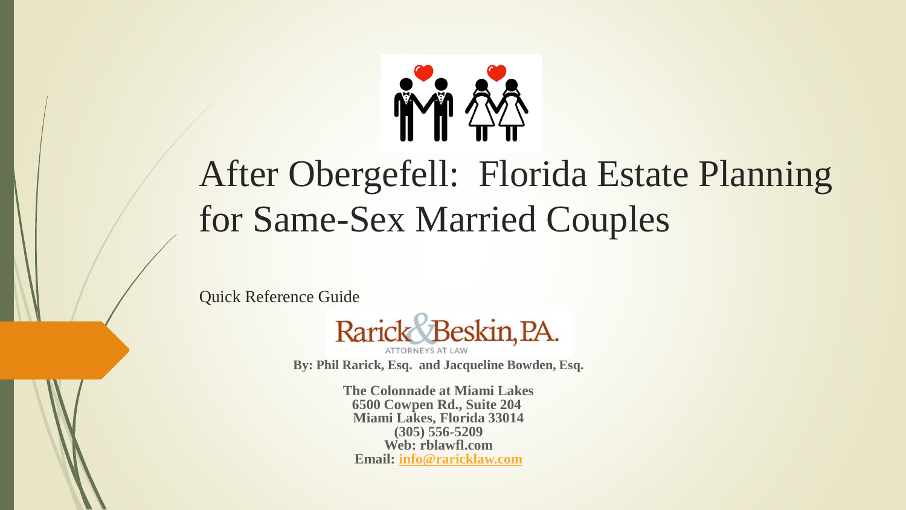# After Obergefell: Florida Estate Planning for Same-Sex Married Couples

Quick Reference Guide

Rarick & Beskin, P.A.
ATTORNEYS AT LAW

**By: Phil Rarick, Esq. and Jacqueline Bowden, Esq.**

**The Colonnade at Miami Lakes**
**6500 Cowpen Rd., Suite 204**
**Miami Lakes, Florida 33014**
**(305) 556-5209**
**Web: rblawfl.com**
**Email: info@raricklaw.com**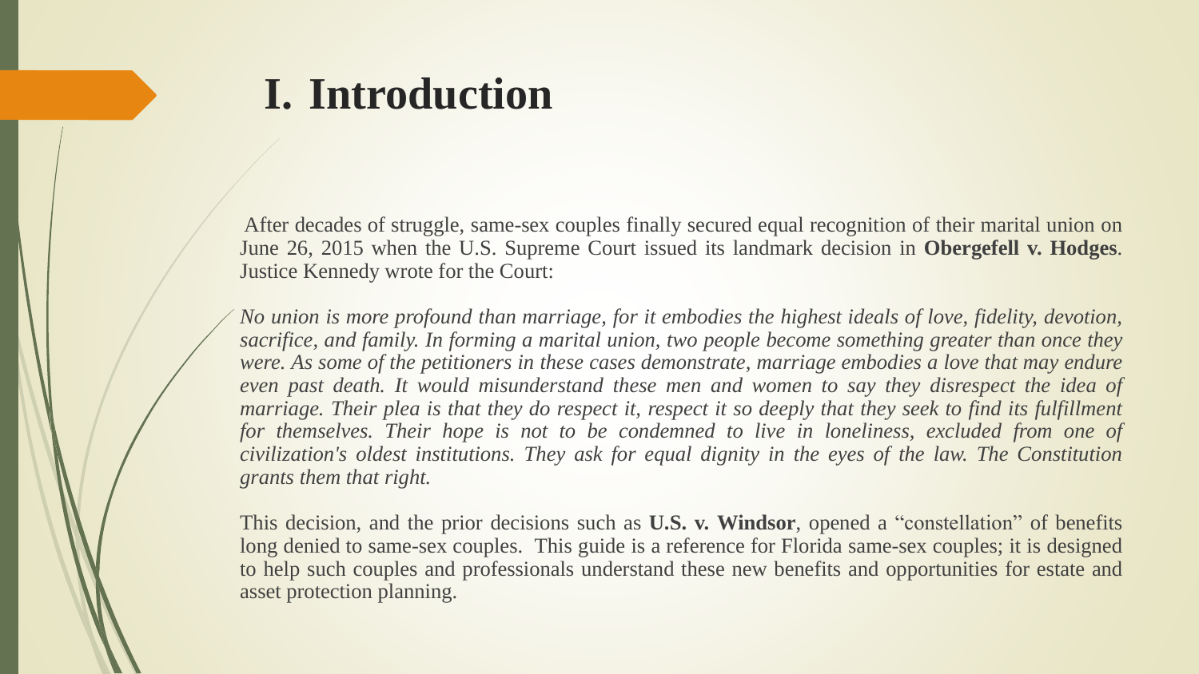# I. Introduction

After decades of struggle, same-sex couples finally secured equal recognition of their marital union on June 26, 2015 when the U.S. Supreme Court issued its landmark decision in **Obergefell v. Hodges**. Justice Kennedy wrote for the Court:

*No union is more profound than marriage, for it embodies the highest ideals of love, fidelity, devotion, sacrifice, and family. In forming a marital union, two people become something greater than once they were. As some of the petitioners in these cases demonstrate, marriage embodies a love that may endure even past death. It would misunderstand these men and women to say they disrespect the idea of marriage. Their plea is that they do respect it, respect it so deeply that they seek to find its fulfillment for themselves. Their hope is not to be condemned to live in loneliness, excluded from one of civilization's oldest institutions. They ask for equal dignity in the eyes of the law. The Constitution grants them that right.*

This decision, and the prior decisions such as **U.S. v. Windsor**, opened a "constellation" of benefits long denied to same-sex couples. This guide is a reference for Florida same-sex couples; it is designed to help such couples and professionals understand these new benefits and opportunities for estate and asset protection planning.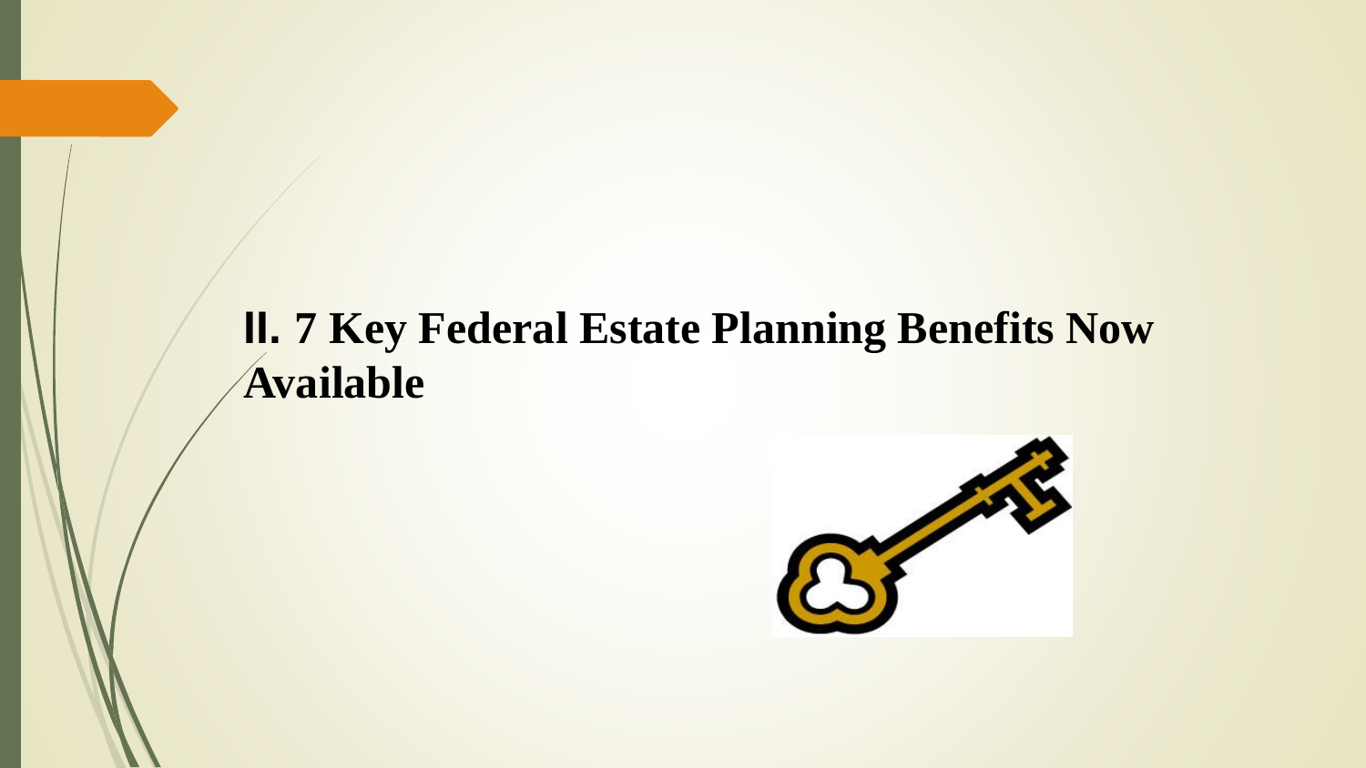# II. 7 Key Federal Estate Planning Benefits Now Available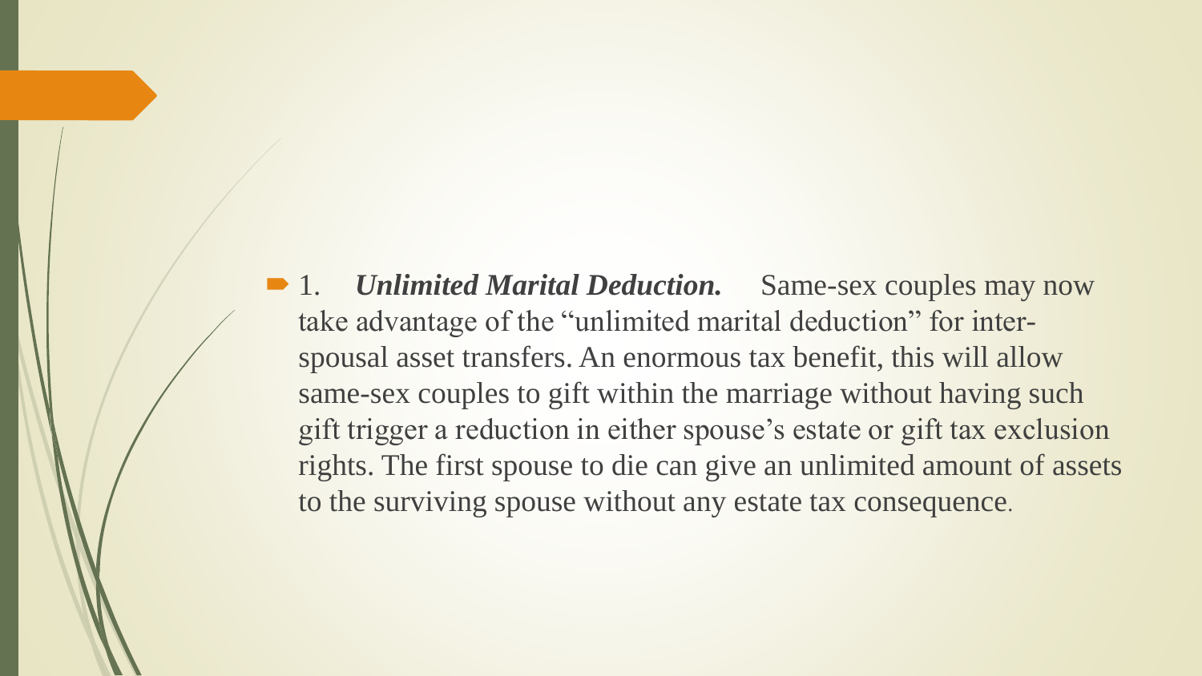- 1. ***Unlimited Marital Deduction.*** Same-sex couples may now take advantage of the "unlimited marital deduction" for inter-spousal asset transfers. An enormous tax benefit, this will allow same-sex couples to gift within the marriage without having such gift trigger a reduction in either spouse's estate or gift tax exclusion rights. The first spouse to die can give an unlimited amount of assets to the surviving spouse without any estate tax consequence.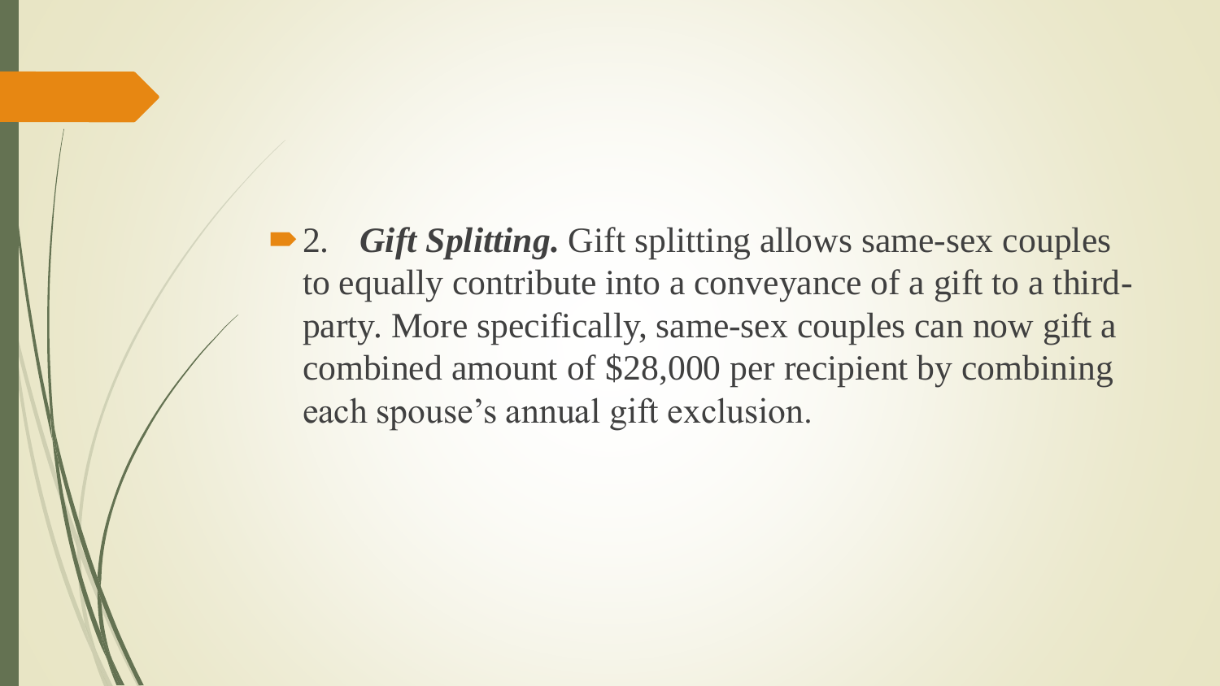- 2. ***Gift Splitting.*** Gift splitting allows same-sex couples to equally contribute into a conveyance of a gift to a third-party. More specifically, same-sex couples can now gift a combined amount of $28,000 per recipient by combining each spouse's annual gift exclusion.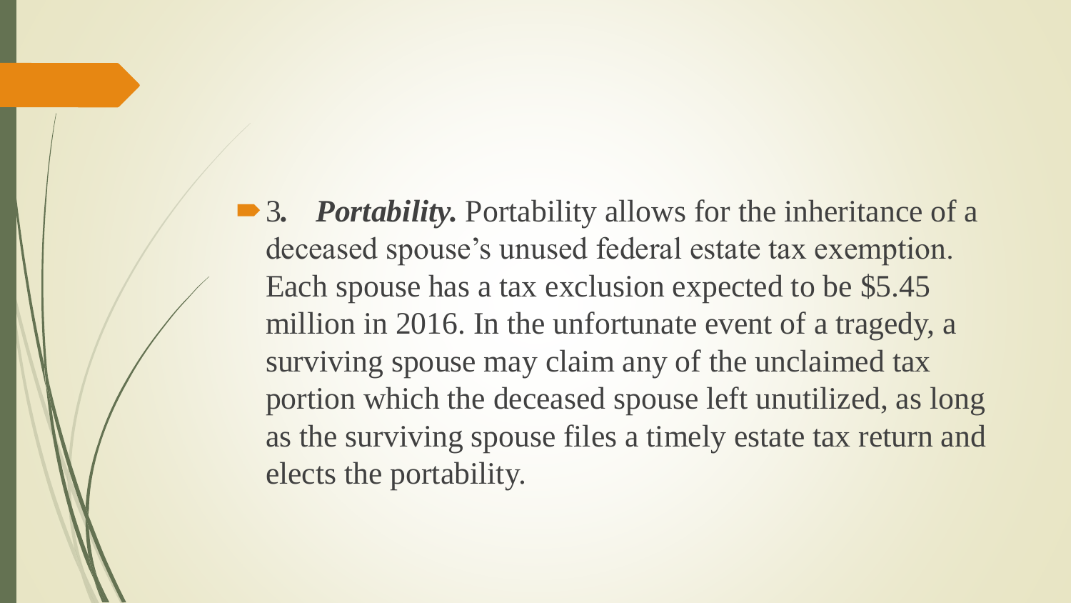- 3. ***Portability.*** Portability allows for the inheritance of a deceased spouse's unused federal estate tax exemption. Each spouse has a tax exclusion expected to be $5.45 million in 2016. In the unfortunate event of a tragedy, a surviving spouse may claim any of the unclaimed tax portion which the deceased spouse left unutilized, as long as the surviving spouse files a timely estate tax return and elects the portability.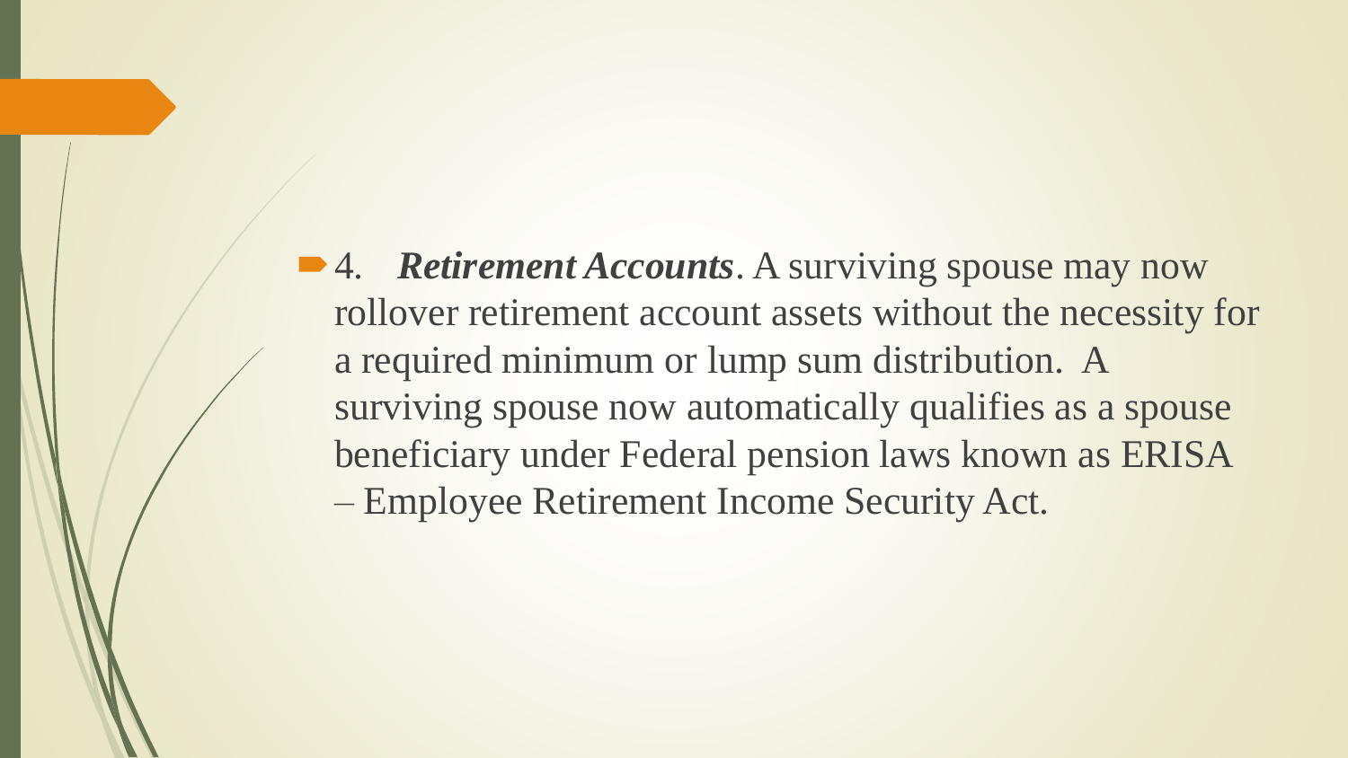- 4. ***Retirement Accounts***. A surviving spouse may now rollover retirement account assets without the necessity for a required minimum or lump sum distribution. A surviving spouse now automatically qualifies as a spouse beneficiary under Federal pension laws known as ERISA – Employee Retirement Income Security Act.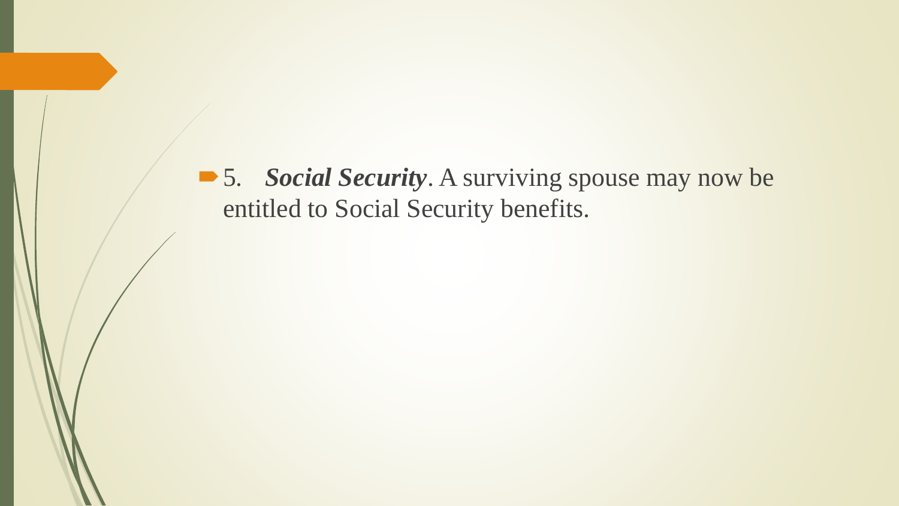- 5. ***Social Security***. A surviving spouse may now be entitled to Social Security benefits.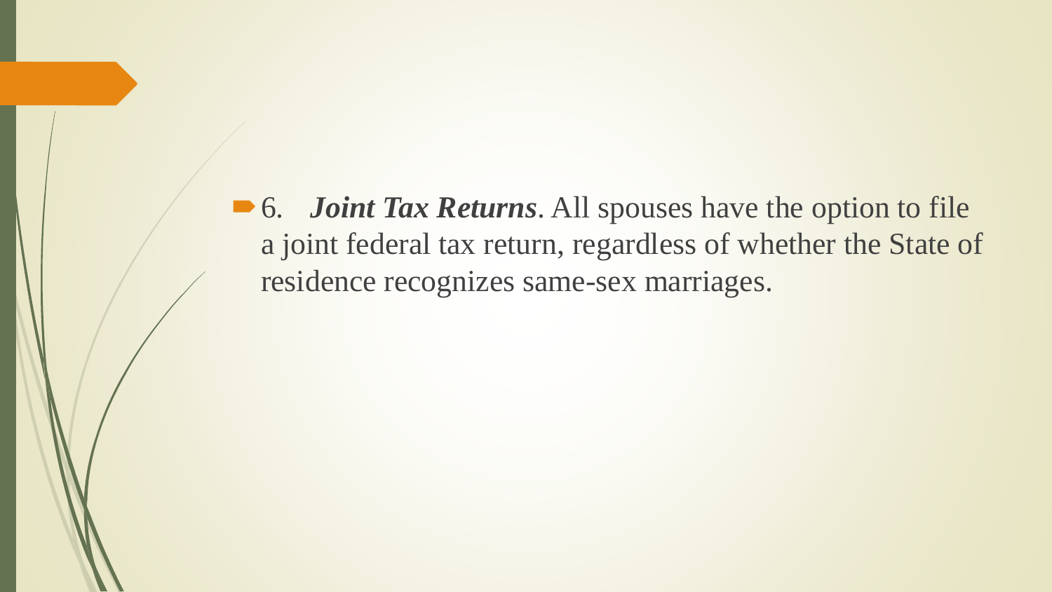- 6. ***Joint Tax Returns***. All spouses have the option to file a joint federal tax return, regardless of whether the State of residence recognizes same-sex marriages.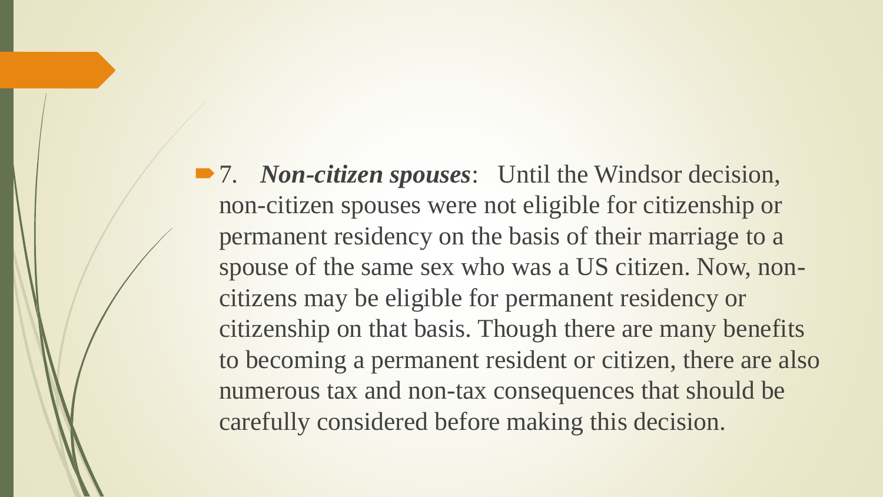- 7. ***Non-citizen spouses***: Until the Windsor decision, non-citizen spouses were not eligible for citizenship or permanent residency on the basis of their marriage to a spouse of the same sex who was a US citizen. Now, non-citizens may be eligible for permanent residency or citizenship on that basis. Though there are many benefits to becoming a permanent resident or citizen, there are also numerous tax and non-tax consequences that should be carefully considered before making this decision.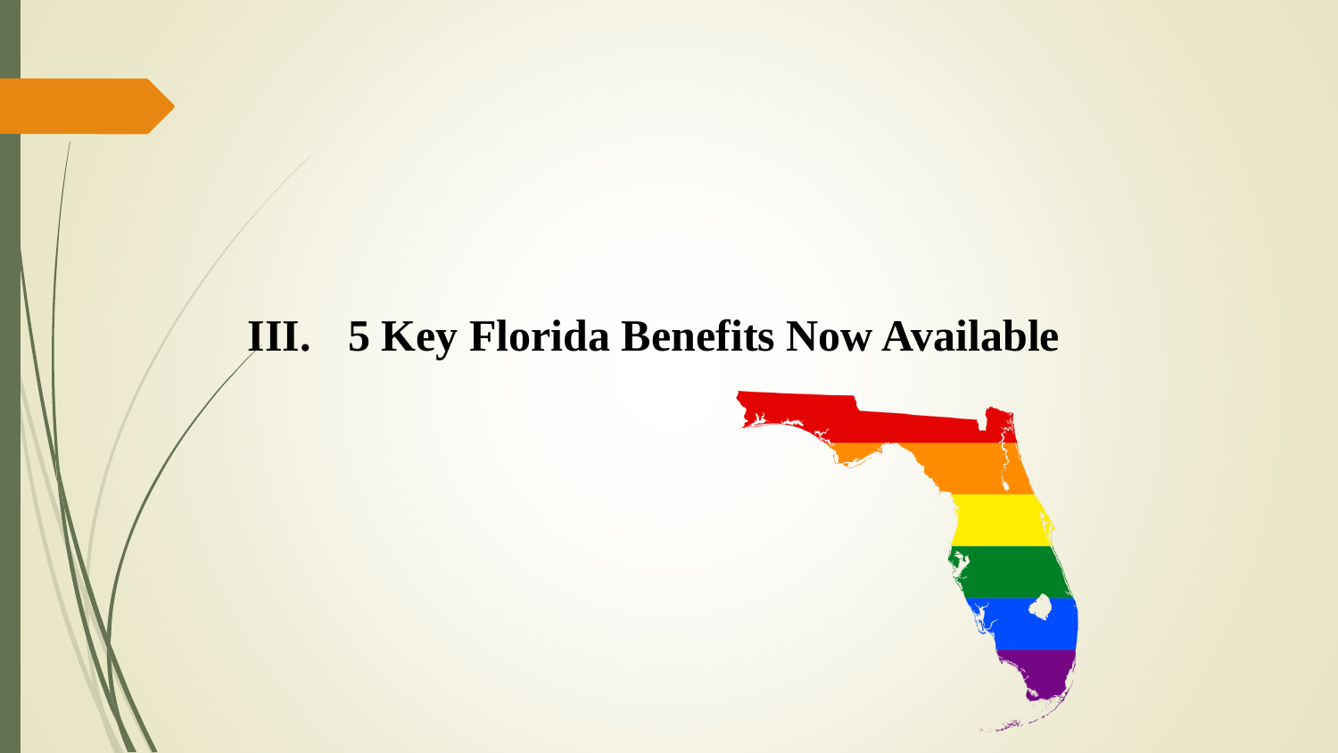# III. 5 Key Florida Benefits Now Available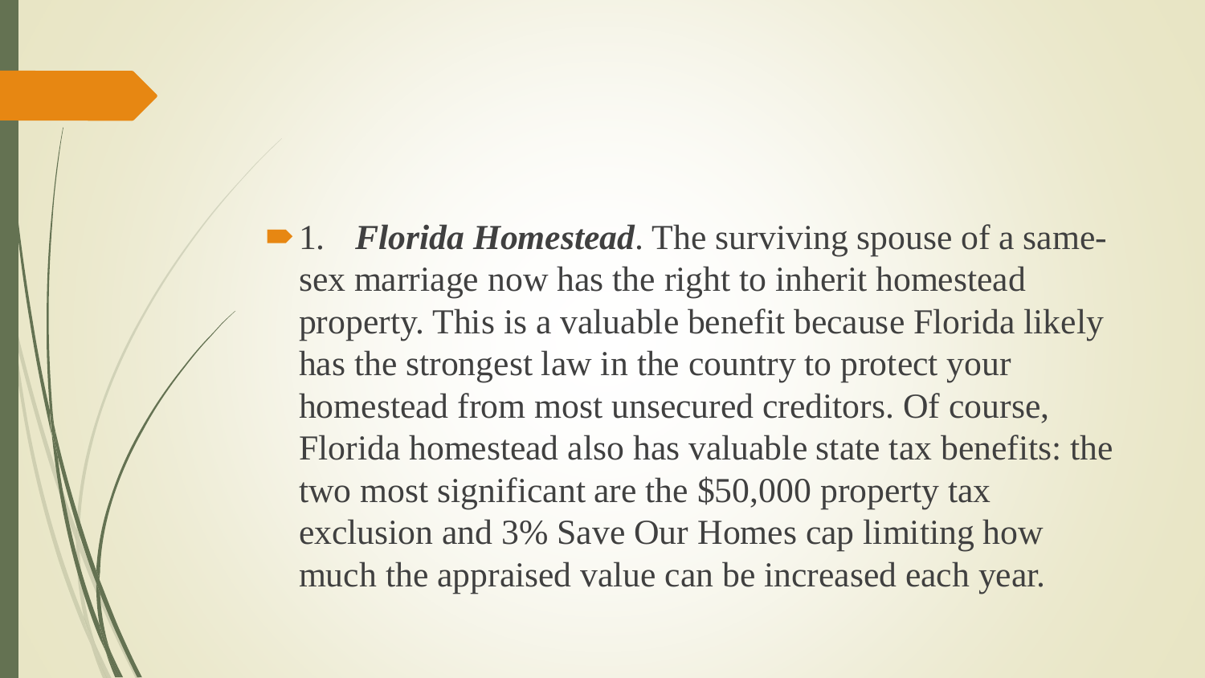- 1. ***Florida Homestead***. The surviving spouse of a same-sex marriage now has the right to inherit homestead property. This is a valuable benefit because Florida likely has the strongest law in the country to protect your homestead from most unsecured creditors. Of course, Florida homestead also has valuable state tax benefits: the two most significant are the $50,000 property tax exclusion and 3% Save Our Homes cap limiting how much the appraised value can be increased each year.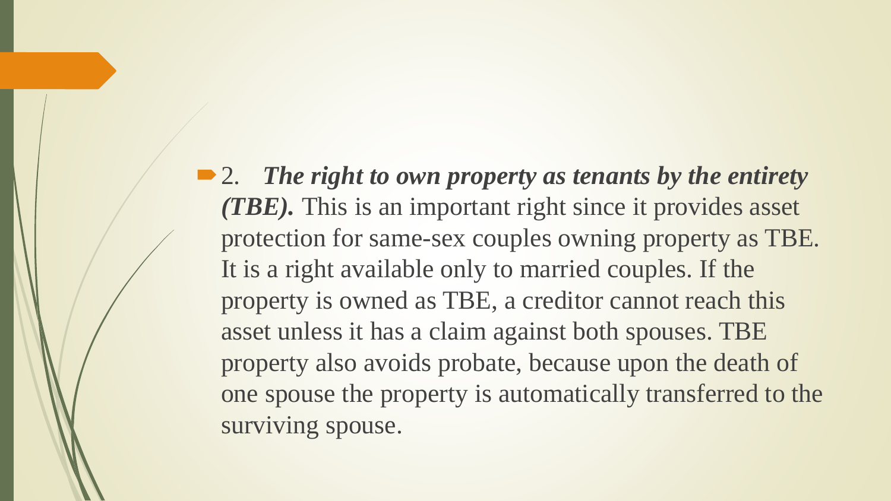- 2. ***The right to own property as tenants by the entirety (TBE).*** This is an important right since it provides asset protection for same-sex couples owning property as TBE. It is a right available only to married couples. If the property is owned as TBE, a creditor cannot reach this asset unless it has a claim against both spouses. TBE property also avoids probate, because upon the death of one spouse the property is automatically transferred to the surviving spouse.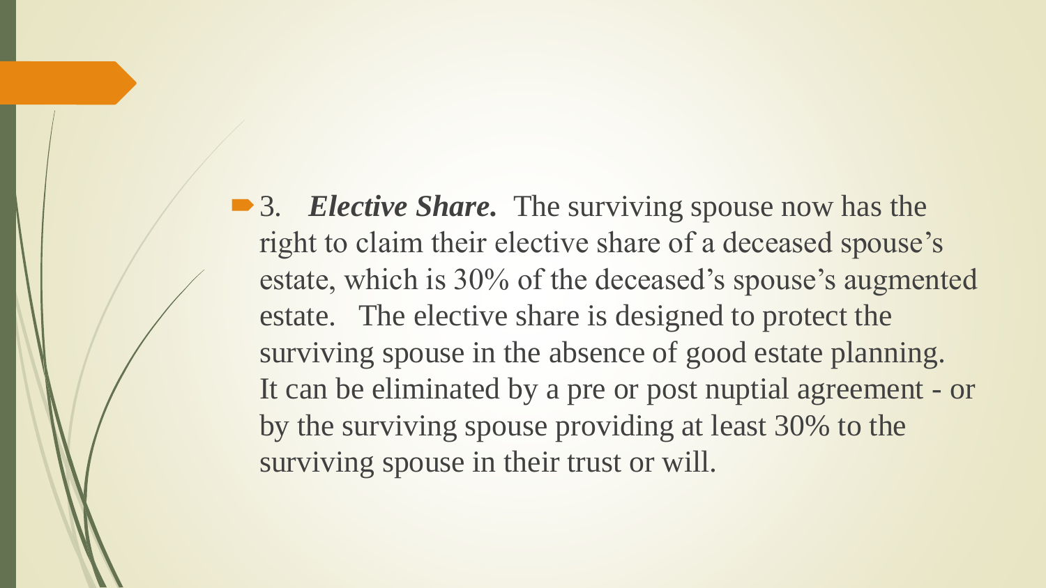- 3. ***Elective Share.*** The surviving spouse now has the right to claim their elective share of a deceased spouse's estate, which is 30% of the deceased's spouse's augmented estate. The elective share is designed to protect the surviving spouse in the absence of good estate planning. It can be eliminated by a pre or post nuptial agreement - or by the surviving spouse providing at least 30% to the surviving spouse in their trust or will.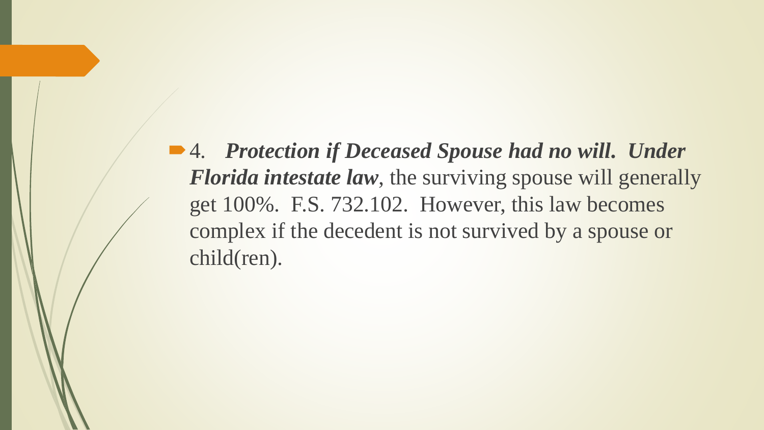- 4. ***Protection if Deceased Spouse had no will. Under Florida intestate law***, the surviving spouse will generally get 100%. F.S. 732.102. However, this law becomes complex if the decedent is not survived by a spouse or child(ren).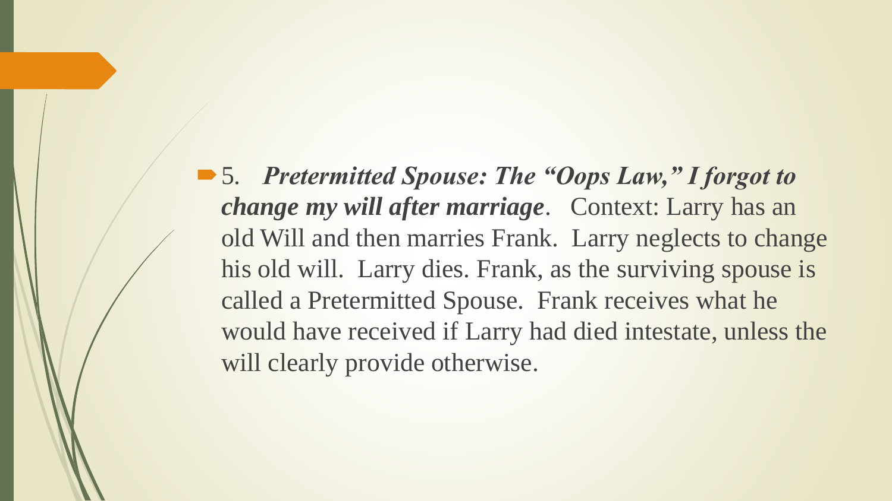- 5. ***Pretermitted Spouse: The "Oops Law," I forgot to change my will after marriage***. Context: Larry has an old Will and then marries Frank. Larry neglects to change his old will. Larry dies. Frank, as the surviving spouse is called a Pretermitted Spouse. Frank receives what he would have received if Larry had died intestate, unless the will clearly provide otherwise.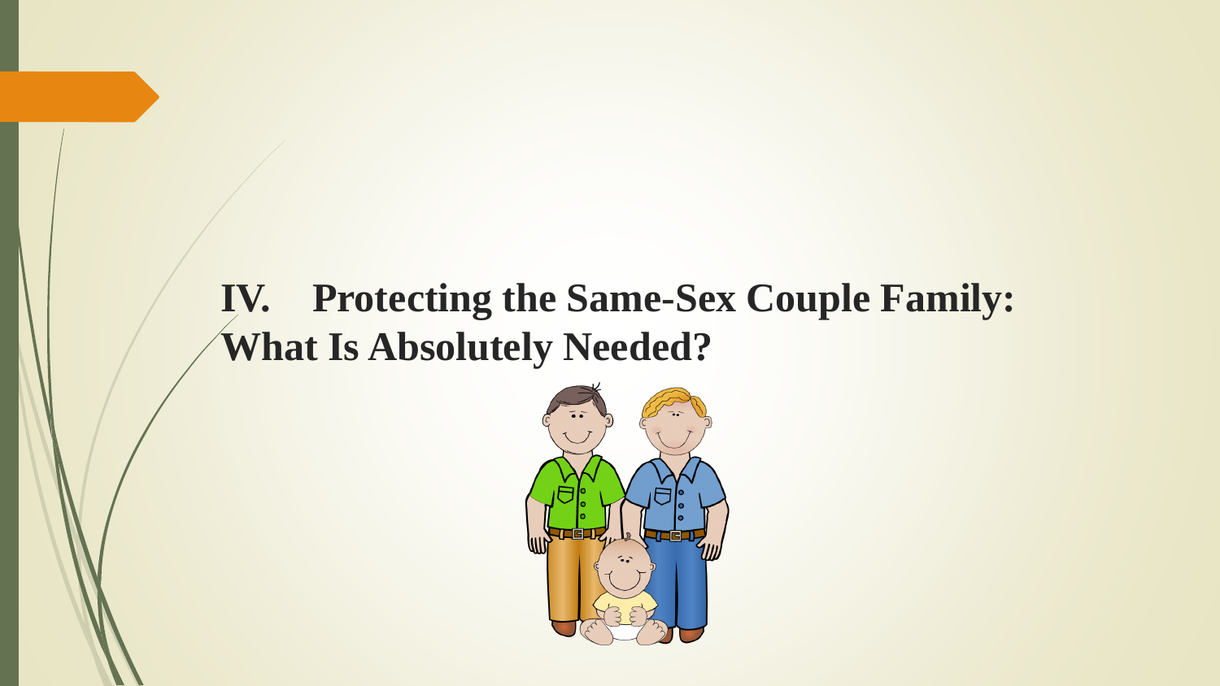# IV. Protecting the Same-Sex Couple Family: What Is Absolutely Needed?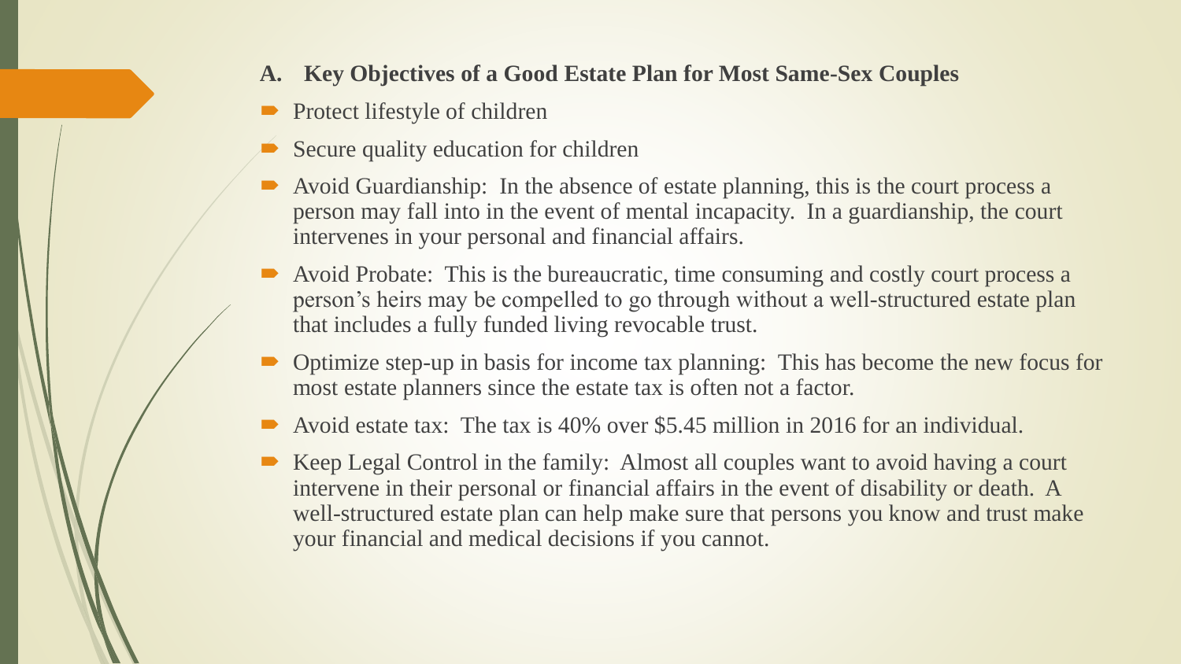## A. Key Objectives of a Good Estate Plan for Most Same-Sex Couples

- Protect lifestyle of children
- Secure quality education for children
- Avoid Guardianship: In the absence of estate planning, this is the court process a person may fall into in the event of mental incapacity. In a guardianship, the court intervenes in your personal and financial affairs.
- Avoid Probate: This is the bureaucratic, time consuming and costly court process a person's heirs may be compelled to go through without a well-structured estate plan that includes a fully funded living revocable trust.
- Optimize step-up in basis for income tax planning: This has become the new focus for most estate planners since the estate tax is often not a factor.
- Avoid estate tax: The tax is 40% over $5.45 million in 2016 for an individual.
- Keep Legal Control in the family: Almost all couples want to avoid having a court intervene in their personal or financial affairs in the event of disability or death. A well-structured estate plan can help make sure that persons you know and trust make your financial and medical decisions if you cannot.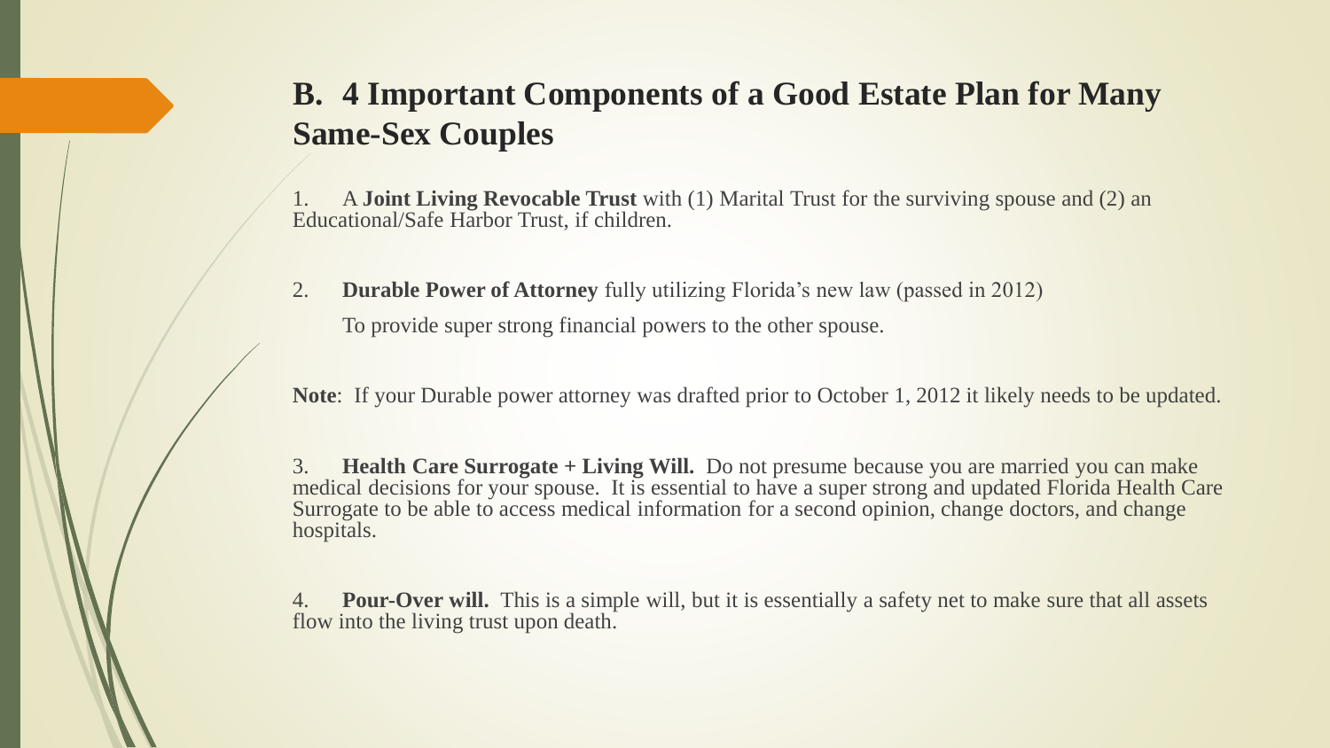## B. 4 Important Components of a Good Estate Plan for Many Same-Sex Couples

1. A **Joint Living Revocable Trust** with (1) Marital Trust for the surviving spouse and (2) an Educational/Safe Harbor Trust, if children.

2. **Durable Power of Attorney** fully utilizing Florida's new law (passed in 2012)

   To provide super strong financial powers to the other spouse.

**Note**: If your Durable power attorney was drafted prior to October 1, 2012 it likely needs to be updated.

3. **Health Care Surrogate + Living Will.** Do not presume because you are married you can make medical decisions for your spouse. It is essential to have a super strong and updated Florida Health Care Surrogate to be able to access medical information for a second opinion, change doctors, and change hospitals.

4. **Pour-Over will.** This is a simple will, but it is essentially a safety net to make sure that all assets flow into the living trust upon death.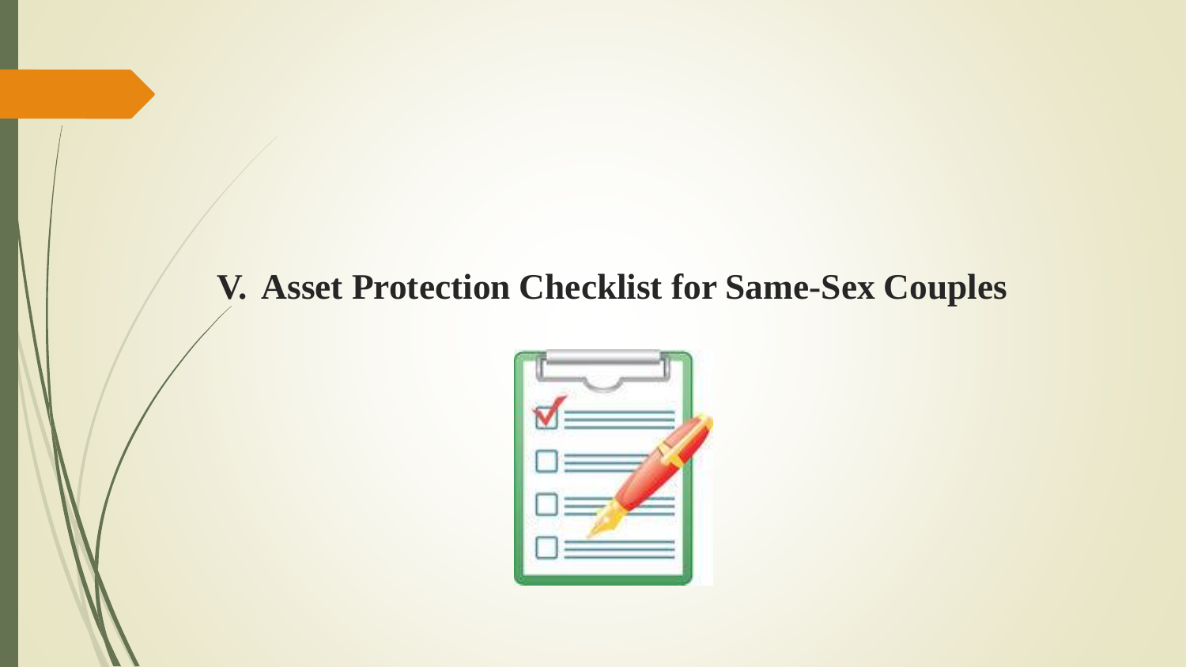# V. Asset Protection Checklist for Same-Sex Couples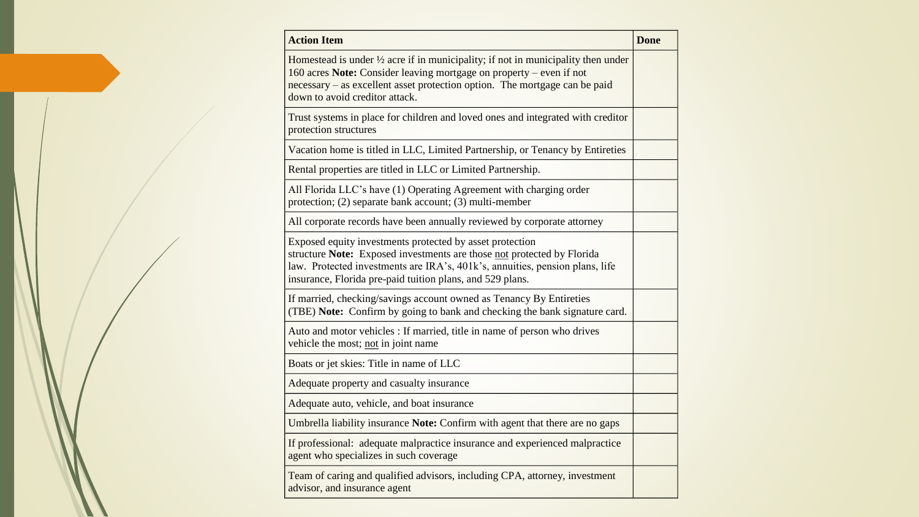| **Action Item** | **Done** |
| --- | --- |
| Homestead is under ½ acre if in municipality; if not in municipality then under 160 acres **Note:** Consider leaving mortgage on property – even if not necessary – as excellent asset protection option. The mortgage can be paid down to avoid creditor attack. | |
| Trust systems in place for children and loved ones and integrated with creditor protection structures | |
| Vacation home is titled in LLC, Limited Partnership, or Tenancy by Entireties | |
| Rental properties are titled in LLC or Limited Partnership. | |
| All Florida LLC's have (1) Operating Agreement with charging order protection; (2) separate bank account; (3) multi-member | |
| All corporate records have been annually reviewed by corporate attorney | |
| Exposed equity investments protected by asset protection structure **Note:** Exposed investments are those <u>not</u> protected by Florida law. Protected investments are IRA's, 401k's, annuities, pension plans, life insurance, Florida pre-paid tuition plans, and 529 plans. | |
| If married, checking/savings account owned as Tenancy By Entireties (TBE) **Note:** Confirm by going to bank and checking the bank signature card. | |
| Auto and motor vehicles : If married, title in name of person who drives vehicle the most; <u>not</u> in joint name | |
| Boats or jet skies: Title in name of LLC | |
| Adequate property and casualty insurance | |
| Adequate auto, vehicle, and boat insurance | |
| Umbrella liability insurance **Note:** Confirm with agent that there are no gaps | |
| If professional: adequate malpractice insurance and experienced malpractice agent who specializes in such coverage | |
| Team of caring and qualified advisors, including CPA, attorney, investment advisor, and insurance agent | |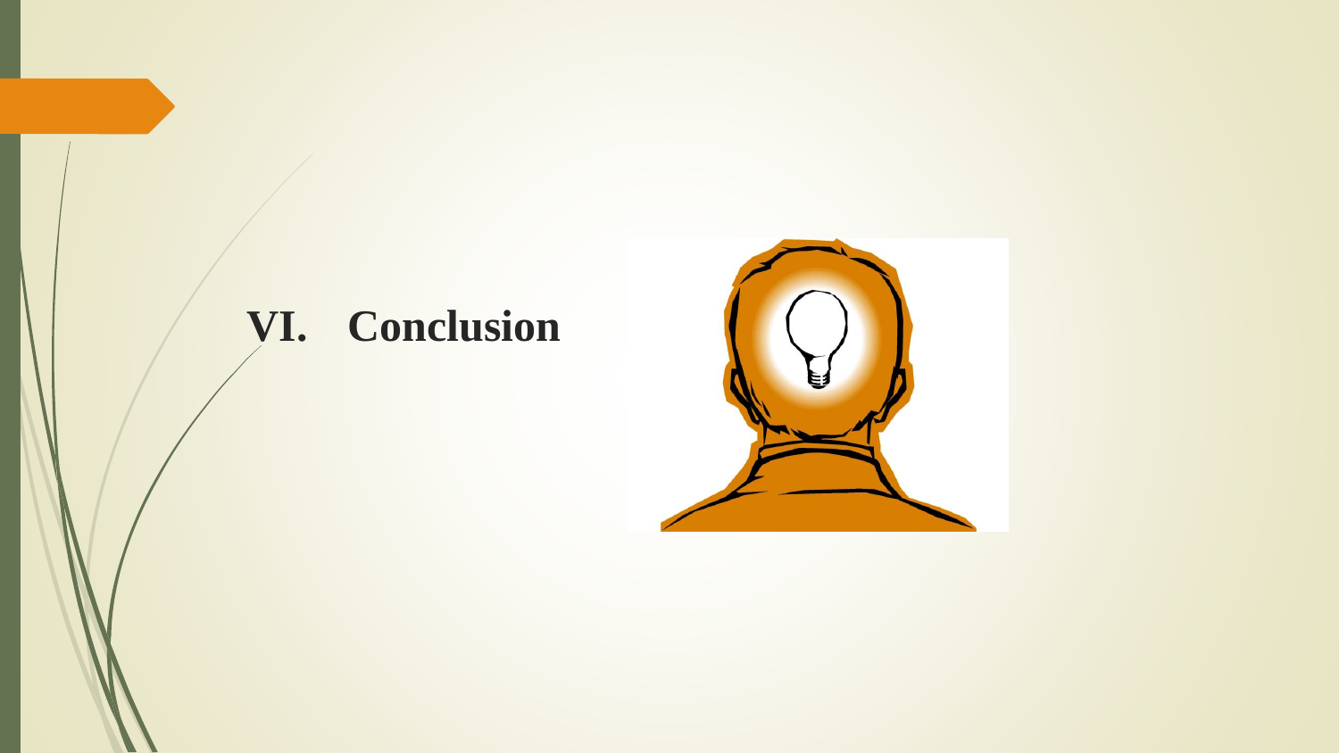# VI. Conclusion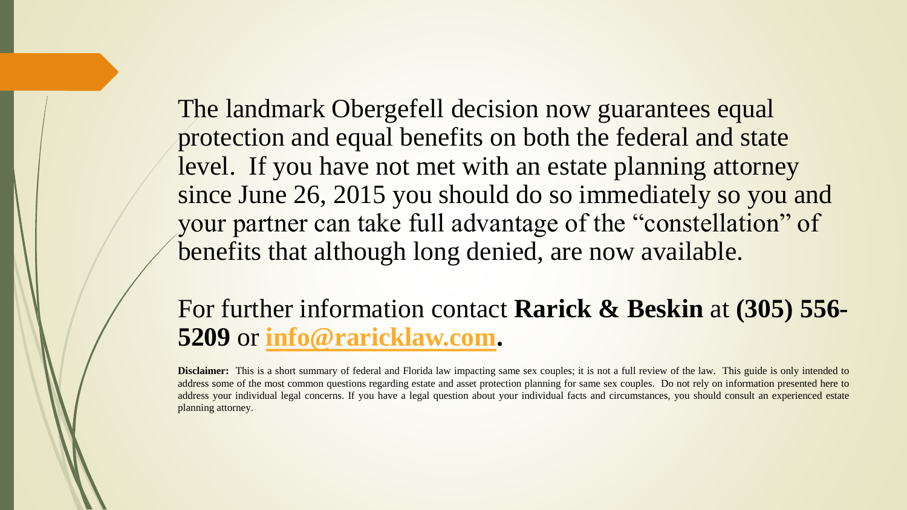The landmark Obergefell decision now guarantees equal protection and equal benefits on both the federal and state level. If you have not met with an estate planning attorney since June 26, 2015 you should do so immediately so you and your partner can take full advantage of the "constellation" of benefits that although long denied, are now available.

For further information contact **Rarick & Beskin** at **(305) 556-5209** or **info@raricklaw.com**.

**Disclaimer:** This is a short summary of federal and Florida law impacting same sex couples; it is not a full review of the law. This guide is only intended to address some of the most common questions regarding estate and asset protection planning for same sex couples. Do not rely on information presented here to address your individual legal concerns. If you have a legal question about your individual facts and circumstances, you should consult an experienced estate planning attorney.